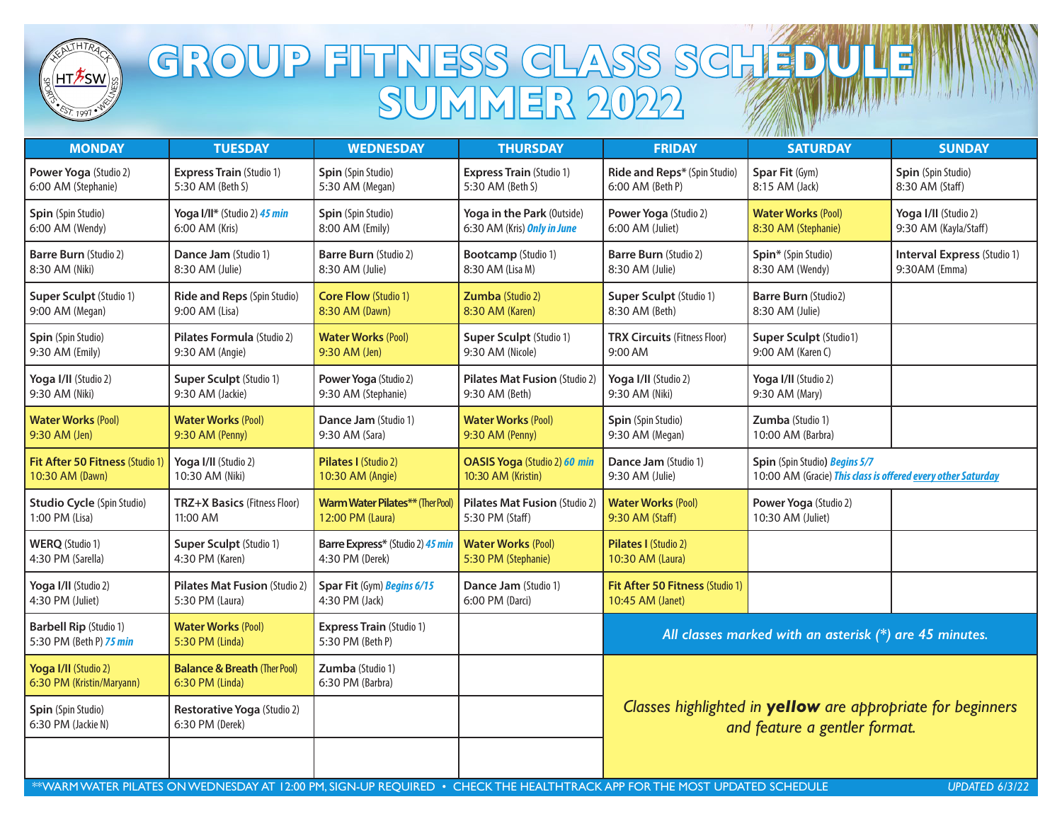# GROUP FITNESS CLASS SCHEDULE
## SUMMER 2022

| MONDAY | TUESDAY | WEDNESDAY | THURSDAY | FRIDAY | SATURDAY | SUNDAY |
|---|---|---|---|---|---|---|
| **Power Yoga** (Studio 2) 6:00 AM (Stephanie) | **Express Train** (Studio 1) 5:30 AM (Beth S) | **Spin** (Spin Studio) 5:30 AM (Megan) | **Express Train** (Studio 1) 5:30 AM (Beth S) | **Ride and Reps*** (Spin Studio) 6:00 AM (Beth P) | **Spar Fit** (Gym) 8:15 AM (Jack) | **Spin** (Spin Studio) 8:30 AM (Staff) |
| **Spin** (Spin Studio) 6:00 AM (Wendy) | **Yoga I/II*** (Studio 2) *45 min* 6:00 AM (Kris) | **Spin** (Spin Studio) 8:00 AM (Emily) | **Yoga in the Park** (Outside) 6:30 AM (Kris) *Only in June* | **Power Yoga** (Studio 2) 6:00 AM (Juliet) | **Water Works** (Pool) 8:30 AM (Stephanie) | **Yoga I/II** (Studio 2) 9:30 AM (Kayla/Staff) |
| **Barre Burn** (Studio 2) 8:30 AM (Niki) | **Dance Jam** (Studio 1) 8:30 AM (Julie) | **Barre Burn** (Studio 2) 8:30 AM (Julie) | **Bootcamp** (Studio 1) 8:30 AM (Lisa M) | **Barre Burn** (Studio 2) 8:30 AM (Julie) | **Spin*** (Spin Studio) 8:30 AM (Wendy) | **Interval Express** (Studio 1) 9:30AM (Emma) |
| **Super Sculpt** (Studio 1) 9:00 AM (Megan) | **Ride and Reps** (Spin Studio) 9:00 AM (Lisa) | **Core Flow** (Studio 1) 8:30 AM (Dawn) | **Zumba** (Studio 2) 8:30 AM (Karen) | **Super Sculpt** (Studio 1) 8:30 AM (Beth) | **Barre Burn** (Studio2) 8:30 AM (Julie) | |
| **Spin** (Spin Studio) 9:30 AM (Emily) | **Pilates Formula** (Studio 2) 9:30 AM (Angie) | **Water Works** (Pool) 9:30 AM (Jen) | **Super Sculpt** (Studio 1) 9:30 AM (Nicole) | **TRX Circuits** (Fitness Floor) 9:00 AM | **Super Sculpt** (Studio1) 9:00 AM (Karen C) | |
| **Yoga I/II** (Studio 2) 9:30 AM (Niki) | **Super Sculpt** (Studio 1) 9:30 AM (Jackie) | **Power Yoga** (Studio 2) 9:30 AM (Stephanie) | **Pilates Mat Fusion** (Studio 2) 9:30 AM (Beth) | **Yoga I/II** (Studio 2) 9:30 AM (Niki) | **Yoga I/II** (Studio 2) 9:30 AM (Mary) | |
| **Water Works** (Pool) 9:30 AM (Jen) | **Water Works** (Pool) 9:30 AM (Penny) | **Dance Jam** (Studio 1) 9:30 AM (Sara) | **Water Works** (Pool) 9:30 AM (Penny) | **Spin** (Spin Studio) 9:30 AM (Megan) | **Zumba** (Studio 1) 10:00 AM (Barbra) | |
| **Fit After 50 Fitness** (Studio 1) 10:30 AM (Dawn) | **Yoga I/II** (Studio 2) 10:30 AM (Niki) | **Pilates I** (Studio 2) 10:30 AM (Angie) | **OASIS Yoga** (Studio 2) *60 min* 10:30 AM (Kristin) | **Dance Jam** (Studio 1) 9:30 AM (Julie) | **Spin** (Spin Studio) *Begins 5/7* 10:00 AM (Gracie) *This class is offered every other Saturday* | |
| **Studio Cycle** (Spin Studio) 1:00 PM (Lisa) | **TRZ+X Basics** (Fitness Floor) 11:00 AM | **Warm Water Pilates**** (Ther Pool) 12:00 PM (Laura) | **Pilates Mat Fusion** (Studio 2) 5:30 PM (Staff) | **Water Works** (Pool) 9:30 AM (Staff) | **Power Yoga** (Studio 2) 10:30 AM (Juliet) | |
| **WERQ** (Studio 1) 4:30 PM (Sarella) | **Super Sculpt** (Studio 1) 4:30 PM (Karen) | **Barre Express*** (Studio 2) *45 min* 4:30 PM (Derek) | **Water Works** (Pool) 5:30 PM (Stephanie) | **Pilates I** (Studio 2) 10:30 AM (Laura) | | |
| **Yoga I/II** (Studio 2) 4:30 PM (Juliet) | **Pilates Mat Fusion** (Studio 2) 5:30 PM (Laura) | **Spar Fit** (Gym) *Begins 6/15* 4:30 PM (Jack) | **Dance Jam** (Studio 1) 6:00 PM (Darci) | **Fit After 50 Fitness** (Studio 1) 10:45 AM (Janet) | | |
| **Barbell Rip** (Studio 1) 5:30 PM (Beth P) *75 min* | **Water Works** (Pool) 5:30 PM (Linda) | **Express Train** (Studio 1) 5:30 PM (Beth P) | | *All classes marked with an asterisk (*) are 45 minutes.* | | |
| **Yoga I/II** (Studio 2) 6:30 PM (Kristin/Maryann) | **Balance & Breath** (Ther Pool) 6:30 PM (Linda) | **Zumba** (Studio 1) 6:30 PM (Barbra) | | *Classes highlighted in **yellow** are appropriate for beginners and feature a gentler format.* | | |
| **Spin** (Spin Studio) 6:30 PM (Jackie N) | **Restorative Yoga** (Studio 2) 6:30 PM (Derek) | | | | | |

**WARM WATER PILATES ON WEDNESDAY AT 12:00 PM, SIGN-UP REQUIRED • CHECK THE HEALTHTRACK APP FOR THE MOST UPDATED SCHEDULE

*UPDATED 6/3/22*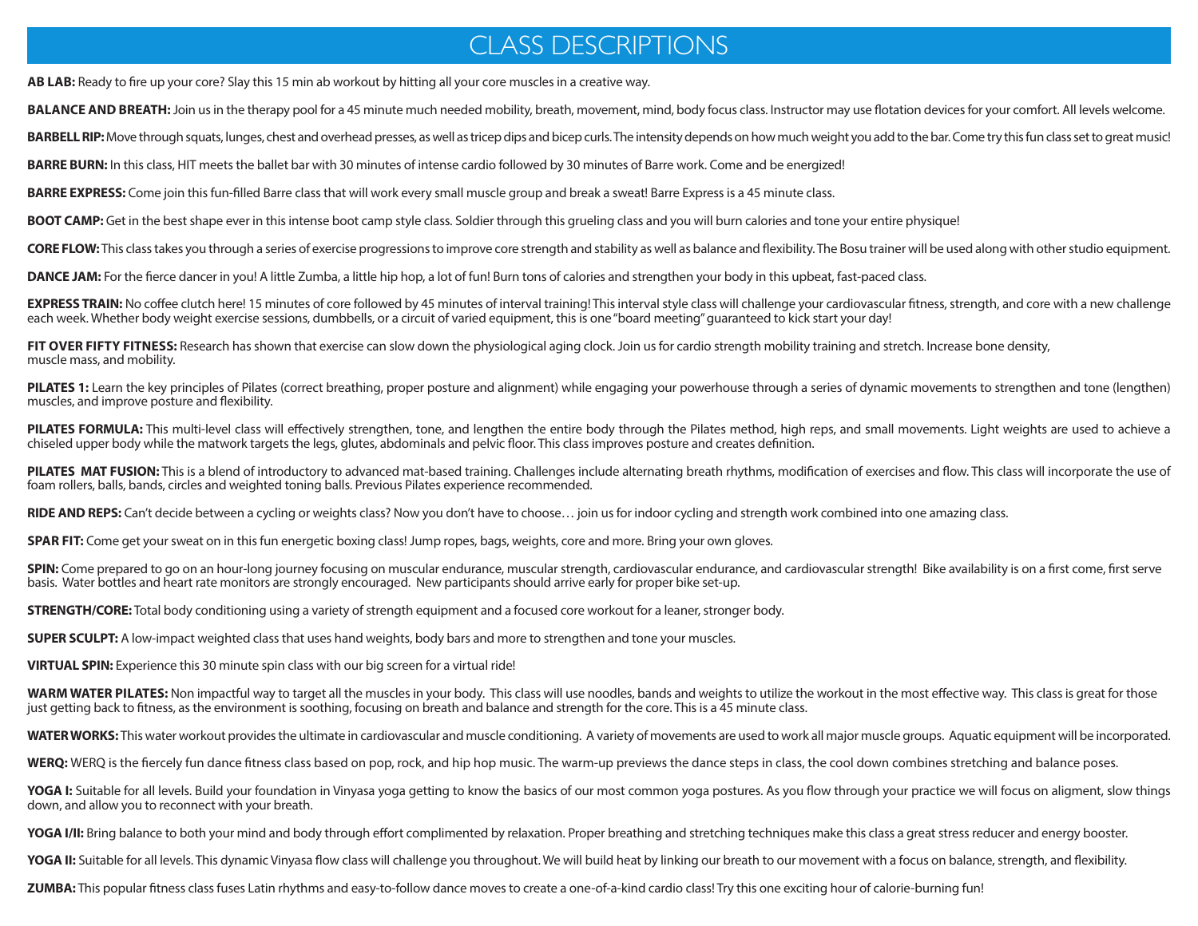# CLASS DESCRIPTIONS

**AB LAB:** Ready to fire up your core? Slay this 15 min ab workout by hitting all your core muscles in a creative way.

**BALANCE AND BREATH:** Join us in the therapy pool for a 45 minute much needed mobility, breath, movement, mind, body focus class. Instructor may use flotation devices for your comfort. All levels welcome.

**BARBELL RIP:** Move through squats, lunges, chest and overhead presses, as well as tricep dips and bicep curls. The intensity depends on how much weight you add to the bar. Come try this fun class set to great music!

**BARRE BURN:** In this class, HIT meets the ballet bar with 30 minutes of intense cardio followed by 30 minutes of Barre work. Come and be energized!

**BARRE EXPRESS:** Come join this fun-filled Barre class that will work every small muscle group and break a sweat! Barre Express is a 45 minute class.

**BOOT CAMP:** Get in the best shape ever in this intense boot camp style class. Soldier through this grueling class and you will burn calories and tone your entire physique!

**CORE FLOW:** This class takes you through a series of exercise progressions to improve core strength and stability as well as balance and flexibility. The Bosu trainer will be used along with other studio equipment.

**DANCE JAM:** For the fierce dancer in you! A little Zumba, a little hip hop, a lot of fun! Burn tons of calories and strengthen your body in this upbeat, fast-paced class.

**EXPRESS TRAIN:** No coffee clutch here! 15 minutes of core followed by 45 minutes of interval training! This interval style class will challenge your cardiovascular fitness, strength, and core with a new challenge each week. Whether body weight exercise sessions, dumbbells, or a circuit of varied equipment, this is one "board meeting" guaranteed to kick start your day!

**FIT OVER FIFTY FITNESS:** Research has shown that exercise can slow down the physiological aging clock. Join us for cardio strength mobility training and stretch. Increase bone density, muscle mass, and mobility.

**PILATES 1:** Learn the key principles of Pilates (correct breathing, proper posture and alignment) while engaging your powerhouse through a series of dynamic movements to strengthen and tone (lengthen) muscles, and improve posture and flexibility.

**PILATES FORMULA:** This multi-level class will effectively strengthen, tone, and lengthen the entire body through the Pilates method, high reps, and small movements. Light weights are used to achieve a chiseled upper body while the matwork targets the legs, glutes, abdominals and pelvic floor. This class improves posture and creates definition.

**PILATES MAT FUSION:** This is a blend of introductory to advanced mat-based training. Challenges include alternating breath rhythms, modification of exercises and flow. This class will incorporate the use of foam rollers, balls, bands, circles and weighted toning balls. Previous Pilates experience recommended.

**RIDE AND REPS:** Can't decide between a cycling or weights class? Now you don't have to choose… join us for indoor cycling and strength work combined into one amazing class.

**SPAR FIT:** Come get your sweat on in this fun energetic boxing class! Jump ropes, bags, weights, core and more. Bring your own gloves.

**SPIN:** Come prepared to go on an hour-long journey focusing on muscular endurance, muscular strength, cardiovascular endurance, and cardiovascular strength! Bike availability is on a first come, first serve basis. Water bottles and heart rate monitors are strongly encouraged. New participants should arrive early for proper bike set-up.

**STRENGTH/CORE:** Total body conditioning using a variety of strength equipment and a focused core workout for a leaner, stronger body.

**SUPER SCULPT:** A low-impact weighted class that uses hand weights, body bars and more to strengthen and tone your muscles.

**VIRTUAL SPIN:** Experience this 30 minute spin class with our big screen for a virtual ride!

**WARM WATER PILATES:** Non impactful way to target all the muscles in your body. This class will use noodles, bands and weights to utilize the workout in the most effective way. This class is great for those just getting back to fitness, as the environment is soothing, focusing on breath and balance and strength for the core. This is a 45 minute class.

**WATER WORKS:** This water workout provides the ultimate in cardiovascular and muscle conditioning. A variety of movements are used to work all major muscle groups. Aquatic equipment will be incorporated.

**WERQ:** WERQ is the fiercely fun dance fitness class based on pop, rock, and hip hop music. The warm-up previews the dance steps in class, the cool down combines stretching and balance poses.

**YOGA I:** Suitable for all levels. Build your foundation in Vinyasa yoga getting to know the basics of our most common yoga postures. As you flow through your practice we will focus on aligment, slow things down, and allow you to reconnect with your breath.

**YOGA I/II:** Bring balance to both your mind and body through effort complimented by relaxation. Proper breathing and stretching techniques make this class a great stress reducer and energy booster.

**YOGA II:** Suitable for all levels. This dynamic Vinyasa flow class will challenge you throughout. We will build heat by linking our breath to our movement with a focus on balance, strength, and flexibility.

**ZUMBA:** This popular fitness class fuses Latin rhythms and easy-to-follow dance moves to create a one-of-a-kind cardio class! Try this one exciting hour of calorie-burning fun!